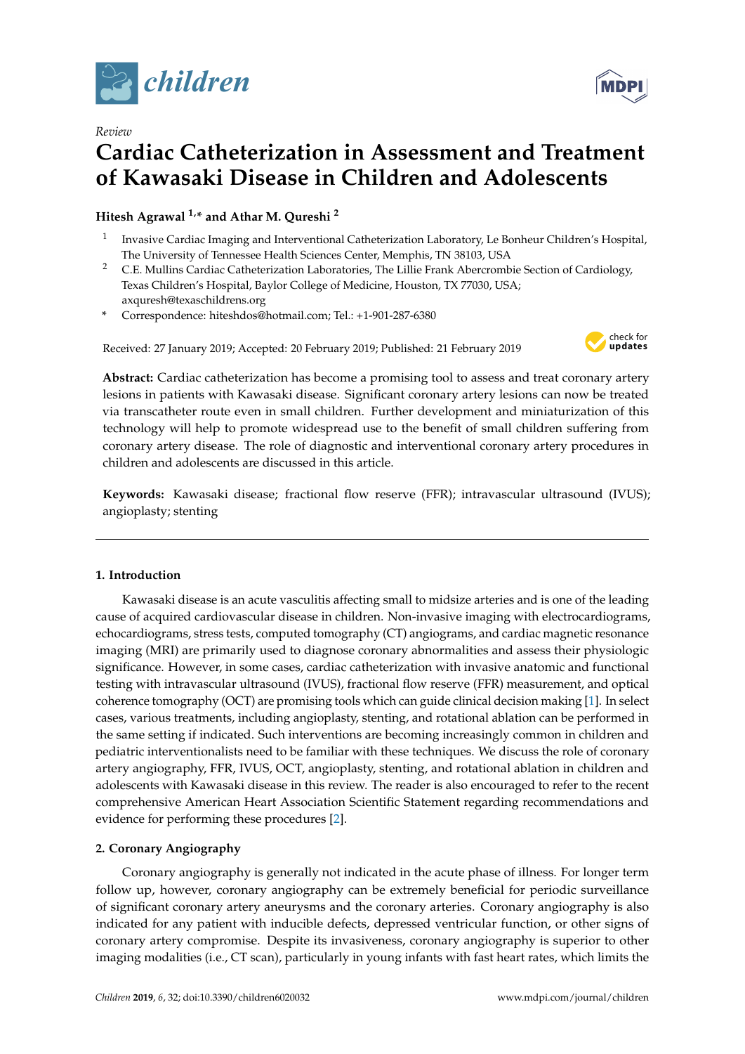*Review*

# Cardiac Catheterization in Assessment and Treatment of Kawasaki Disease in Children and Adolescents

**Hitesh Agrawal [1,*] and Athar M. Qureshi [2]**

[1] Invasive Cardiac Imaging and Interventional Catheterization Laboratory, Le Bonheur Children's Hospital, The University of Tennessee Health Sciences Center, Memphis, TN 38103, USA

[2] C.E. Mullins Cardiac Catheterization Laboratories, The Lillie Frank Abercrombie Section of Cardiology, Texas Children's Hospital, Baylor College of Medicine, Houston, TX 77030, USA; axquresh@texaschildrens.org

[*] Correspondence: hiteshdos@hotmail.com; Tel.: +1-901-287-6380

Received: 27 January 2019; Accepted: 20 February 2019; Published: 21 February 2019

**Abstract:** Cardiac catheterization has become a promising tool to assess and treat coronary artery lesions in patients with Kawasaki disease. Significant coronary artery lesions can now be treated via transcatheter route even in small children. Further development and miniaturization of this technology will help to promote widespread use to the benefit of small children suffering from coronary artery disease. The role of diagnostic and interventional coronary artery procedures in children and adolescents are discussed in this article.

**Keywords:** Kawasaki disease; fractional flow reserve (FFR); intravascular ultrasound (IVUS); angioplasty; stenting

## 1. Introduction

Kawasaki disease is an acute vasculitis affecting small to midsize arteries and is one of the leading cause of acquired cardiovascular disease in children. Non-invasive imaging with electrocardiograms, echocardiograms, stress tests, computed tomography (CT) angiograms, and cardiac magnetic resonance imaging (MRI) are primarily used to diagnose coronary abnormalities and assess their physiologic significance. However, in some cases, cardiac catheterization with invasive anatomic and functional testing with intravascular ultrasound (IVUS), fractional flow reserve (FFR) measurement, and optical coherence tomography (OCT) are promising tools which can guide clinical decision making [1]. In select cases, various treatments, including angioplasty, stenting, and rotational ablation can be performed in the same setting if indicated. Such interventions are becoming increasingly common in children and pediatric interventionalists need to be familiar with these techniques. We discuss the role of coronary artery angiography, FFR, IVUS, OCT, angioplasty, stenting, and rotational ablation in children and adolescents with Kawasaki disease in this review. The reader is also encouraged to refer to the recent comprehensive American Heart Association Scientific Statement regarding recommendations and evidence for performing these procedures [2].

## 2. Coronary Angiography

Coronary angiography is generally not indicated in the acute phase of illness. For longer term follow up, however, coronary angiography can be extremely beneficial for periodic surveillance of significant coronary artery aneurysms and the coronary arteries. Coronary angiography is also indicated for any patient with inducible defects, depressed ventricular function, or other signs of coronary artery compromise. Despite its invasiveness, coronary angiography is superior to other imaging modalities (i.e., CT scan), particularly in young infants with fast heart rates, which limits the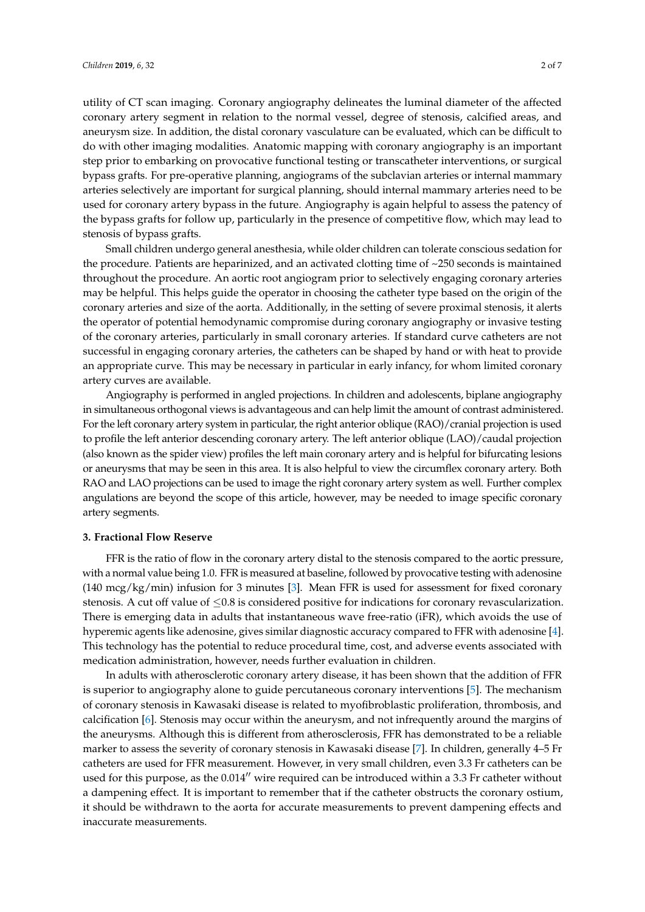utility of CT scan imaging. Coronary angiography delineates the luminal diameter of the affected coronary artery segment in relation to the normal vessel, degree of stenosis, calcified areas, and aneurysm size. In addition, the distal coronary vasculature can be evaluated, which can be difficult to do with other imaging modalities. Anatomic mapping with coronary angiography is an important step prior to embarking on provocative functional testing or transcatheter interventions, or surgical bypass grafts. For pre-operative planning, angiograms of the subclavian arteries or internal mammary arteries selectively are important for surgical planning, should internal mammary arteries need to be used for coronary artery bypass in the future. Angiography is again helpful to assess the patency of the bypass grafts for follow up, particularly in the presence of competitive flow, which may lead to stenosis of bypass grafts.

Small children undergo general anesthesia, while older children can tolerate conscious sedation for the procedure. Patients are heparinized, and an activated clotting time of ~250 seconds is maintained throughout the procedure. An aortic root angiogram prior to selectively engaging coronary arteries may be helpful. This helps guide the operator in choosing the catheter type based on the origin of the coronary arteries and size of the aorta. Additionally, in the setting of severe proximal stenosis, it alerts the operator of potential hemodynamic compromise during coronary angiography or invasive testing of the coronary arteries, particularly in small coronary arteries. If standard curve catheters are not successful in engaging coronary arteries, the catheters can be shaped by hand or with heat to provide an appropriate curve. This may be necessary in particular in early infancy, for whom limited coronary artery curves are available.

Angiography is performed in angled projections. In children and adolescents, biplane angiography in simultaneous orthogonal views is advantageous and can help limit the amount of contrast administered. For the left coronary artery system in particular, the right anterior oblique (RAO)/cranial projection is used to profile the left anterior descending coronary artery. The left anterior oblique (LAO)/caudal projection (also known as the spider view) profiles the left main coronary artery and is helpful for bifurcating lesions or aneurysms that may be seen in this area. It is also helpful to view the circumflex coronary artery. Both RAO and LAO projections can be used to image the right coronary artery system as well. Further complex angulations are beyond the scope of this article, however, may be needed to image specific coronary artery segments.

## 3. Fractional Flow Reserve

FFR is the ratio of flow in the coronary artery distal to the stenosis compared to the aortic pressure, with a normal value being 1.0. FFR is measured at baseline, followed by provocative testing with adenosine (140 mcg/kg/min) infusion for 3 minutes [3]. Mean FFR is used for assessment for fixed coronary stenosis. A cut off value of $\leq$0.8 is considered positive for indications for coronary revascularization. There is emerging data in adults that instantaneous wave free-ratio (iFR), which avoids the use of hyperemic agents like adenosine, gives similar diagnostic accuracy compared to FFR with adenosine [4]. This technology has the potential to reduce procedural time, cost, and adverse events associated with medication administration, however, needs further evaluation in children.

In adults with atherosclerotic coronary artery disease, it has been shown that the addition of FFR is superior to angiography alone to guide percutaneous coronary interventions [5]. The mechanism of coronary stenosis in Kawasaki disease is related to myofibroblastic proliferation, thrombosis, and calcification [6]. Stenosis may occur within the aneurysm, and not infrequently around the margins of the aneurysms. Although this is different from atherosclerosis, FFR has demonstrated to be a reliable marker to assess the severity of coronary stenosis in Kawasaki disease [7]. In children, generally 4–5 Fr catheters are used for FFR measurement. However, in very small children, even 3.3 Fr catheters can be used for this purpose, as the 0.014″ wire required can be introduced within a 3.3 Fr catheter without a dampening effect. It is important to remember that if the catheter obstructs the coronary ostium, it should be withdrawn to the aorta for accurate measurements to prevent dampening effects and inaccurate measurements.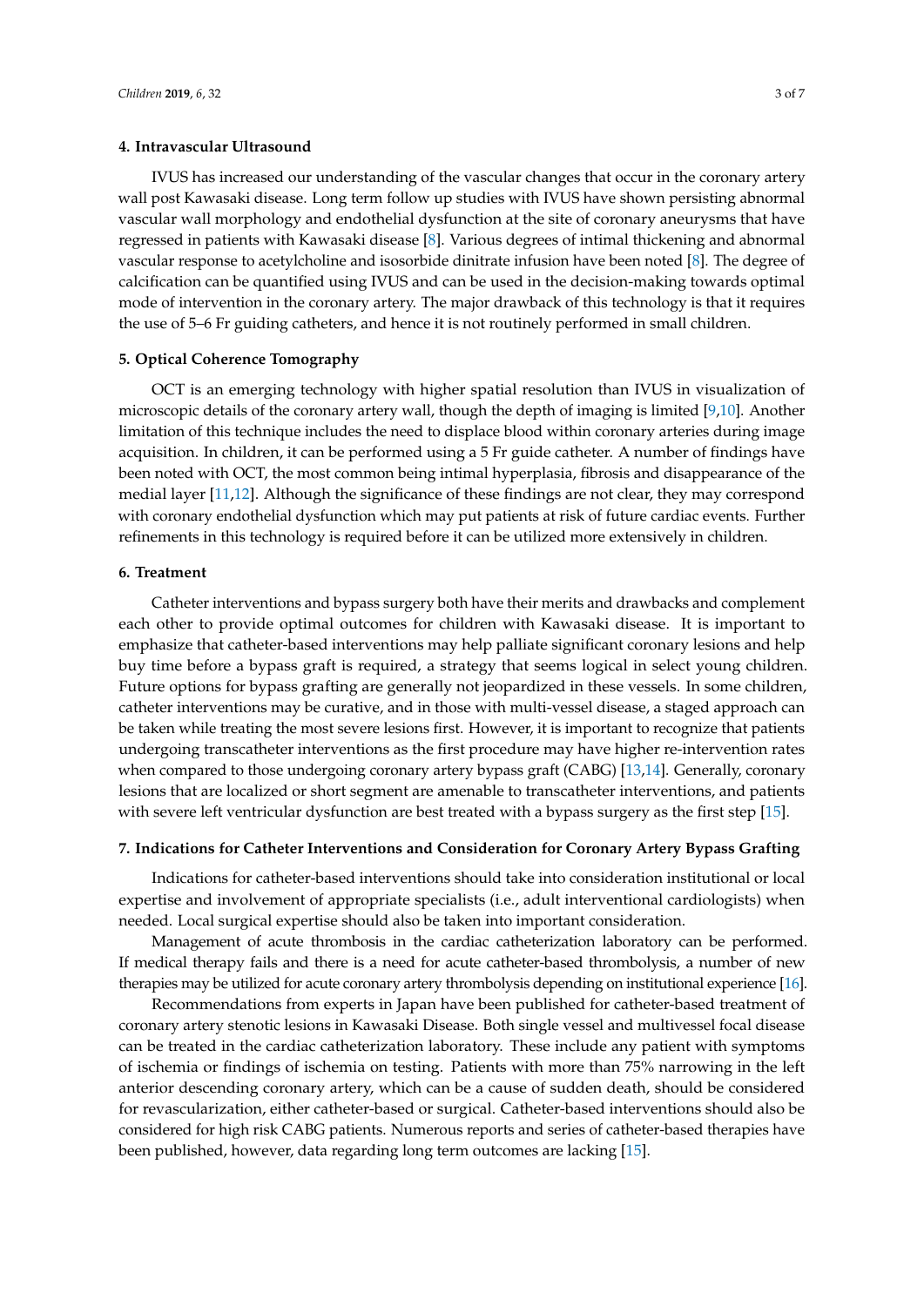## 4. Intravascular Ultrasound

IVUS has increased our understanding of the vascular changes that occur in the coronary artery wall post Kawasaki disease. Long term follow up studies with IVUS have shown persisting abnormal vascular wall morphology and endothelial dysfunction at the site of coronary aneurysms that have regressed in patients with Kawasaki disease [8]. Various degrees of intimal thickening and abnormal vascular response to acetylcholine and isosorbide dinitrate infusion have been noted [8]. The degree of calcification can be quantified using IVUS and can be used in the decision-making towards optimal mode of intervention in the coronary artery. The major drawback of this technology is that it requires the use of 5–6 Fr guiding catheters, and hence it is not routinely performed in small children.

## 5. Optical Coherence Tomography

OCT is an emerging technology with higher spatial resolution than IVUS in visualization of microscopic details of the coronary artery wall, though the depth of imaging is limited [9,10]. Another limitation of this technique includes the need to displace blood within coronary arteries during image acquisition. In children, it can be performed using a 5 Fr guide catheter. A number of findings have been noted with OCT, the most common being intimal hyperplasia, fibrosis and disappearance of the medial layer [11,12]. Although the significance of these findings are not clear, they may correspond with coronary endothelial dysfunction which may put patients at risk of future cardiac events. Further refinements in this technology is required before it can be utilized more extensively in children.

## 6. Treatment

Catheter interventions and bypass surgery both have their merits and drawbacks and complement each other to provide optimal outcomes for children with Kawasaki disease. It is important to emphasize that catheter-based interventions may help palliate significant coronary lesions and help buy time before a bypass graft is required, a strategy that seems logical in select young children. Future options for bypass grafting are generally not jeopardized in these vessels. In some children, catheter interventions may be curative, and in those with multi-vessel disease, a staged approach can be taken while treating the most severe lesions first. However, it is important to recognize that patients undergoing transcatheter interventions as the first procedure may have higher re-intervention rates when compared to those undergoing coronary artery bypass graft (CABG) [13,14]. Generally, coronary lesions that are localized or short segment are amenable to transcatheter interventions, and patients with severe left ventricular dysfunction are best treated with a bypass surgery as the first step [15].

## 7. Indications for Catheter Interventions and Consideration for Coronary Artery Bypass Grafting

Indications for catheter-based interventions should take into consideration institutional or local expertise and involvement of appropriate specialists (i.e., adult interventional cardiologists) when needed. Local surgical expertise should also be taken into important consideration.

Management of acute thrombosis in the cardiac catheterization laboratory can be performed. If medical therapy fails and there is a need for acute catheter-based thrombolysis, a number of new therapies may be utilized for acute coronary artery thrombolysis depending on institutional experience [16].

Recommendations from experts in Japan have been published for catheter-based treatment of coronary artery stenotic lesions in Kawasaki Disease. Both single vessel and multivessel focal disease can be treated in the cardiac catheterization laboratory. These include any patient with symptoms of ischemia or findings of ischemia on testing. Patients with more than 75% narrowing in the left anterior descending coronary artery, which can be a cause of sudden death, should be considered for revascularization, either catheter-based or surgical. Catheter-based interventions should also be considered for high risk CABG patients. Numerous reports and series of catheter-based therapies have been published, however, data regarding long term outcomes are lacking [15].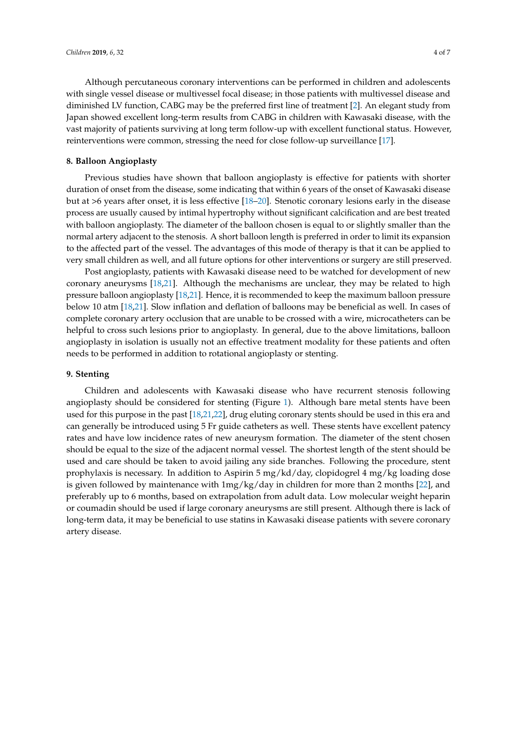Although percutaneous coronary interventions can be performed in children and adolescents with single vessel disease or multivessel focal disease; in those patients with multivessel disease and diminished LV function, CABG may be the preferred first line of treatment [2]. An elegant study from Japan showed excellent long-term results from CABG in children with Kawasaki disease, with the vast majority of patients surviving at long term follow-up with excellent functional status. However, reinterventions were common, stressing the need for close follow-up surveillance [17].

## 8. Balloon Angioplasty

Previous studies have shown that balloon angioplasty is effective for patients with shorter duration of onset from the disease, some indicating that within 6 years of the onset of Kawasaki disease but at >6 years after onset, it is less effective [18–20]. Stenotic coronary lesions early in the disease process are usually caused by intimal hypertrophy without significant calcification and are best treated with balloon angioplasty. The diameter of the balloon chosen is equal to or slightly smaller than the normal artery adjacent to the stenosis. A short balloon length is preferred in order to limit its expansion to the affected part of the vessel. The advantages of this mode of therapy is that it can be applied to very small children as well, and all future options for other interventions or surgery are still preserved.

Post angioplasty, patients with Kawasaki disease need to be watched for development of new coronary aneurysms [18,21]. Although the mechanisms are unclear, they may be related to high pressure balloon angioplasty [18,21]. Hence, it is recommended to keep the maximum balloon pressure below 10 atm [18,21]. Slow inflation and deflation of balloons may be beneficial as well. In cases of complete coronary artery occlusion that are unable to be crossed with a wire, microcatheters can be helpful to cross such lesions prior to angioplasty. In general, due to the above limitations, balloon angioplasty in isolation is usually not an effective treatment modality for these patients and often needs to be performed in addition to rotational angioplasty or stenting.

## 9. Stenting

Children and adolescents with Kawasaki disease who have recurrent stenosis following angioplasty should be considered for stenting (Figure 1). Although bare metal stents have been used for this purpose in the past [18,21,22], drug eluting coronary stents should be used in this era and can generally be introduced using 5 Fr guide catheters as well. These stents have excellent patency rates and have low incidence rates of new aneurysm formation. The diameter of the stent chosen should be equal to the size of the adjacent normal vessel. The shortest length of the stent should be used and care should be taken to avoid jailing any side branches. Following the procedure, stent prophylaxis is necessary. In addition to Aspirin 5 mg/kd/day, clopidogrel 4 mg/kg loading dose is given followed by maintenance with 1mg/kg/day in children for more than 2 months [22], and preferably up to 6 months, based on extrapolation from adult data. Low molecular weight heparin or coumadin should be used if large coronary aneurysms are still present. Although there is lack of long-term data, it may be beneficial to use statins in Kawasaki disease patients with severe coronary artery disease.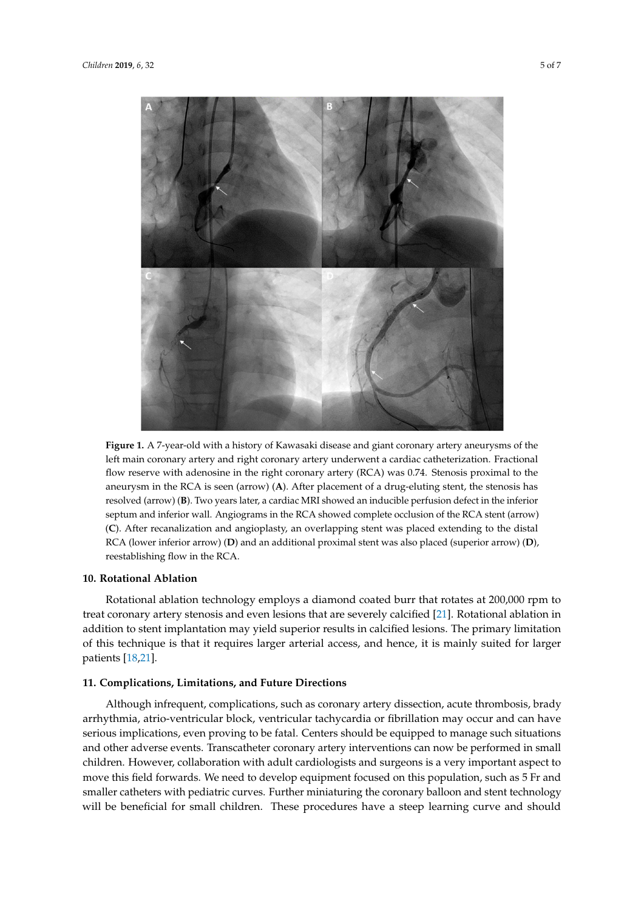**Figure 1.** A 7-year-old with a history of Kawasaki disease and giant coronary artery aneurysms of the left main coronary artery and right coronary artery underwent a cardiac catheterization. Fractional flow reserve with adenosine in the right coronary artery (RCA) was 0.74. Stenosis proximal to the aneurysm in the RCA is seen (arrow) (**A**). After placement of a drug-eluting stent, the stenosis has resolved (arrow) (**B**). Two years later, a cardiac MRI showed an inducible perfusion defect in the inferior septum and inferior wall. Angiograms in the RCA showed complete occlusion of the RCA stent (arrow) (**C**). After recanalization and angioplasty, an overlapping stent was placed extending to the distal RCA (lower inferior arrow) (**D**) and an additional proximal stent was also placed (superior arrow) (**D**), reestablishing flow in the RCA.

## 10. Rotational Ablation

Rotational ablation technology employs a diamond coated burr that rotates at 200,000 rpm to treat coronary artery stenosis and even lesions that are severely calcified [21]. Rotational ablation in addition to stent implantation may yield superior results in calcified lesions. The primary limitation of this technique is that it requires larger arterial access, and hence, it is mainly suited for larger patients [18,21].

## 11. Complications, Limitations, and Future Directions

Although infrequent, complications, such as coronary artery dissection, acute thrombosis, brady arrhythmia, atrio-ventricular block, ventricular tachycardia or fibrillation may occur and can have serious implications, even proving to be fatal. Centers should be equipped to manage such situations and other adverse events. Transcatheter coronary artery interventions can now be performed in small children. However, collaboration with adult cardiologists and surgeons is a very important aspect to move this field forwards. We need to develop equipment focused on this population, such as 5 Fr and smaller catheters with pediatric curves. Further miniaturing the coronary balloon and stent technology will be beneficial for small children. These procedures have a steep learning curve and should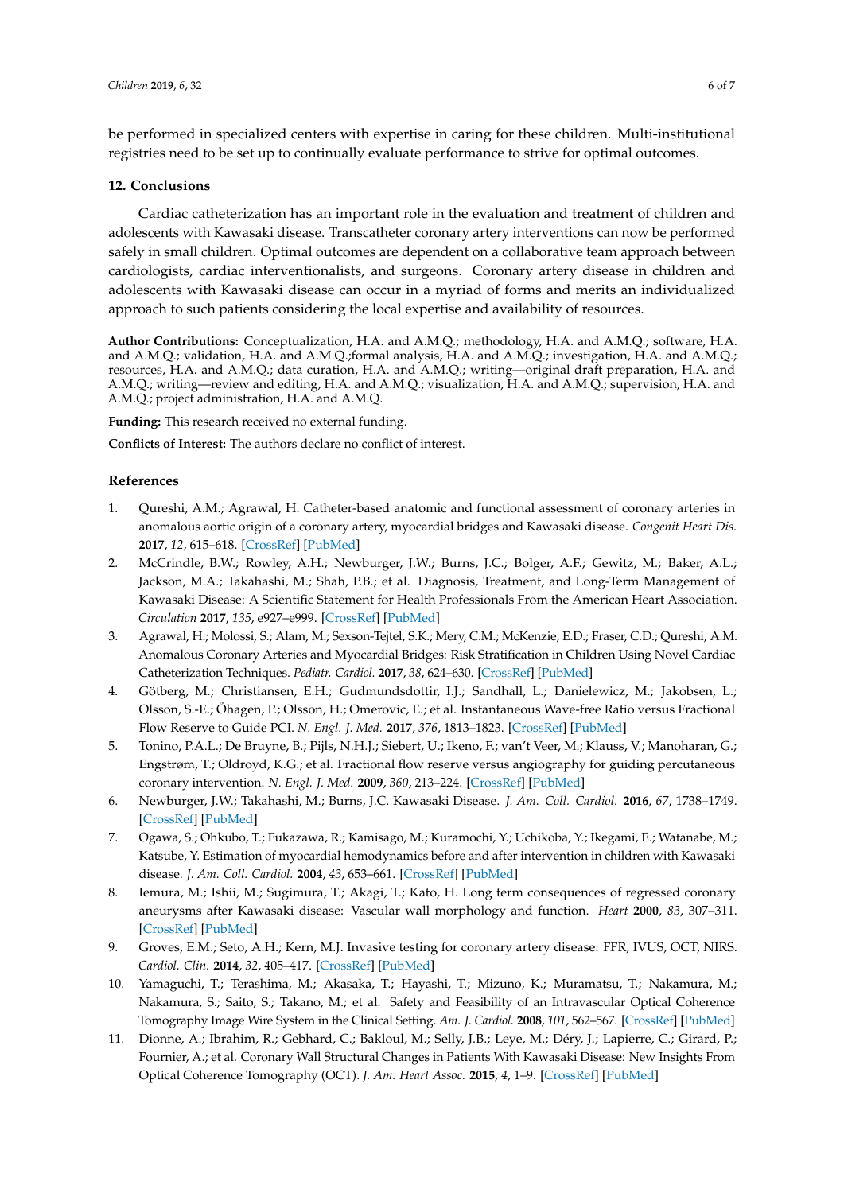be performed in specialized centers with expertise in caring for these children. Multi-institutional registries need to be set up to continually evaluate performance to strive for optimal outcomes.

## 12. Conclusions

Cardiac catheterization has an important role in the evaluation and treatment of children and adolescents with Kawasaki disease. Transcatheter coronary artery interventions can now be performed safely in small children. Optimal outcomes are dependent on a collaborative team approach between cardiologists, cardiac interventionalists, and surgeons. Coronary artery disease in children and adolescents with Kawasaki disease can occur in a myriad of forms and merits an individualized approach to such patients considering the local expertise and availability of resources.

**Author Contributions:** Conceptualization, H.A. and A.M.Q.; methodology, H.A. and A.M.Q.; software, H.A. and A.M.Q.; validation, H.A. and A.M.Q.;formal analysis, H.A. and A.M.Q.; investigation, H.A. and A.M.Q.; resources, H.A. and A.M.Q.; data curation, H.A. and A.M.Q.; writing—original draft preparation, H.A. and A.M.Q.; writing—review and editing, H.A. and A.M.Q.; visualization, H.A. and A.M.Q.; supervision, H.A. and A.M.Q.; project administration, H.A. and A.M.Q.

**Funding:** This research received no external funding.

**Conflicts of Interest:** The authors declare no conflict of interest.

## References

1. Qureshi, A.M.; Agrawal, H. Catheter-based anatomic and functional assessment of coronary arteries in anomalous aortic origin of a coronary artery, myocardial bridges and Kawasaki disease. *Congenit Heart Dis.* **2017**, *12*, 615–618. [CrossRef] [PubMed]
2. McCrindle, B.W.; Rowley, A.H.; Newburger, J.W.; Burns, J.C.; Bolger, A.F.; Gewitz, M.; Baker, A.L.; Jackson, M.A.; Takahashi, M.; Shah, P.B.; et al. Diagnosis, Treatment, and Long-Term Management of Kawasaki Disease: A Scientific Statement for Health Professionals From the American Heart Association. *Circulation* **2017**, *135*, e927–e999. [CrossRef] [PubMed]
3. Agrawal, H.; Molossi, S.; Alam, M.; Sexson-Tejtel, S.K.; Mery, C.M.; McKenzie, E.D.; Fraser, C.D.; Qureshi, A.M. Anomalous Coronary Arteries and Myocardial Bridges: Risk Stratification in Children Using Novel Cardiac Catheterization Techniques. *Pediatr. Cardiol.* **2017**, *38*, 624–630. [CrossRef] [PubMed]
4. Götberg, M.; Christiansen, E.H.; Gudmundsdottir, I.J.; Sandhall, L.; Danielewicz, M.; Jakobsen, L.; Olsson, S.-E.; Öhagen, P.; Olsson, H.; Omerovic, E.; et al. Instantaneous Wave-free Ratio versus Fractional Flow Reserve to Guide PCI. *N. Engl. J. Med.* **2017**, *376*, 1813–1823. [CrossRef] [PubMed]
5. Tonino, P.A.L.; De Bruyne, B.; Pijls, N.H.J.; Siebert, U.; Ikeno, F.; van't Veer, M.; Klauss, V.; Manoharan, G.; Engstrøm, T.; Oldroyd, K.G.; et al. Fractional flow reserve versus angiography for guiding percutaneous coronary intervention. *N. Engl. J. Med.* **2009**, *360*, 213–224. [CrossRef] [PubMed]
6. Newburger, J.W.; Takahashi, M.; Burns, J.C. Kawasaki Disease. *J. Am. Coll. Cardiol.* **2016**, *67*, 1738–1749. [CrossRef] [PubMed]
7. Ogawa, S.; Ohkubo, T.; Fukazawa, R.; Kamisago, M.; Kuramochi, Y.; Uchikoba, Y.; Ikegami, E.; Watanabe, M.; Katsube, Y. Estimation of myocardial hemodynamics before and after intervention in children with Kawasaki disease. *J. Am. Coll. Cardiol.* **2004**, *43*, 653–661. [CrossRef] [PubMed]
8. Iemura, M.; Ishii, M.; Sugimura, T.; Akagi, T.; Kato, H. Long term consequences of regressed coronary aneurysms after Kawasaki disease: Vascular wall morphology and function. *Heart* **2000**, *83*, 307–311. [CrossRef] [PubMed]
9. Groves, E.M.; Seto, A.H.; Kern, M.J. Invasive testing for coronary artery disease: FFR, IVUS, OCT, NIRS. *Cardiol. Clin.* **2014**, *32*, 405–417. [CrossRef] [PubMed]
10. Yamaguchi, T.; Terashima, M.; Akasaka, T.; Hayashi, T.; Mizuno, K.; Muramatsu, T.; Nakamura, M.; Nakamura, S.; Saito, S.; Takano, M.; et al. Safety and Feasibility of an Intravascular Optical Coherence Tomography Image Wire System in the Clinical Setting. *Am. J. Cardiol.* **2008**, *101*, 562–567. [CrossRef] [PubMed]
11. Dionne, A.; Ibrahim, R.; Gebhard, C.; Bakloul, M.; Selly, J.B.; Leye, M.; Déry, J.; Lapierre, C.; Girard, P.; Fournier, A.; et al. Coronary Wall Structural Changes in Patients With Kawasaki Disease: New Insights From Optical Coherence Tomography (OCT). *J. Am. Heart Assoc.* **2015**, *4*, 1–9. [CrossRef] [PubMed]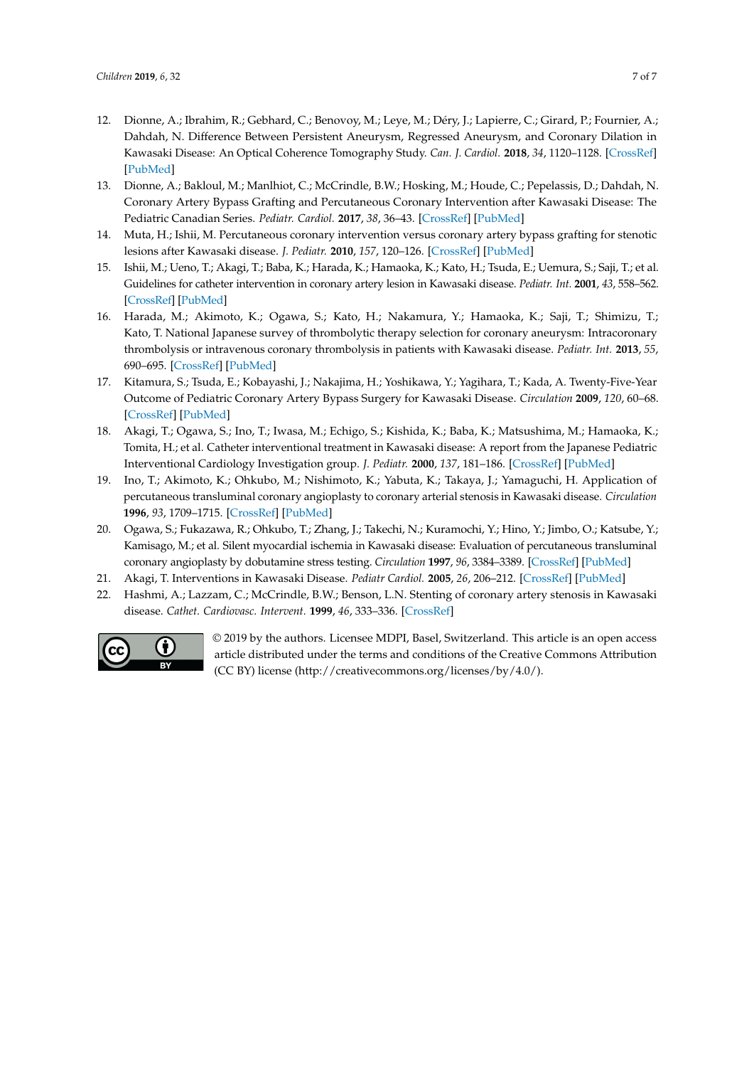12. Dionne, A.; Ibrahim, R.; Gebhard, C.; Benovoy, M.; Leye, M.; Déry, J.; Lapierre, C.; Girard, P.; Fournier, A.; Dahdah, N. Difference Between Persistent Aneurysm, Regressed Aneurysm, and Coronary Dilation in Kawasaki Disease: An Optical Coherence Tomography Study. *Can. J. Cardiol.* **2018**, *34*, 1120–1128. [CrossRef] [PubMed]
13. Dionne, A.; Bakloul, M.; Manlhiot, C.; McCrindle, B.W.; Hosking, M.; Houde, C.; Pepelassis, D.; Dahdah, N. Coronary Artery Bypass Grafting and Percutaneous Coronary Intervention after Kawasaki Disease: The Pediatric Canadian Series. *Pediatr. Cardiol.* **2017**, *38*, 36–43. [CrossRef] [PubMed]
14. Muta, H.; Ishii, M. Percutaneous coronary intervention versus coronary artery bypass grafting for stenotic lesions after Kawasaki disease. *J. Pediatr.* **2010**, *157*, 120–126. [CrossRef] [PubMed]
15. Ishii, M.; Ueno, T.; Akagi, T.; Baba, K.; Harada, K.; Hamaoka, K.; Kato, H.; Tsuda, E.; Uemura, S.; Saji, T.; et al. Guidelines for catheter intervention in coronary artery lesion in Kawasaki disease. *Pediatr. Int.* **2001**, *43*, 558–562. [CrossRef] [PubMed]
16. Harada, M.; Akimoto, K.; Ogawa, S.; Kato, H.; Nakamura, Y.; Hamaoka, K.; Saji, T.; Shimizu, T.; Kato, T. National Japanese survey of thrombolytic therapy selection for coronary aneurysm: Intracoronary thrombolysis or intravenous coronary thrombolysis in patients with Kawasaki disease. *Pediatr. Int.* **2013**, *55*, 690–695. [CrossRef] [PubMed]
17. Kitamura, S.; Tsuda, E.; Kobayashi, J.; Nakajima, H.; Yoshikawa, Y.; Yagihara, T.; Kada, A. Twenty-Five-Year Outcome of Pediatric Coronary Artery Bypass Surgery for Kawasaki Disease. *Circulation* **2009**, *120*, 60–68. [CrossRef] [PubMed]
18. Akagi, T.; Ogawa, S.; Ino, T.; Iwasa, M.; Echigo, S.; Kishida, K.; Baba, K.; Matsushima, M.; Hamaoka, K.; Tomita, H.; et al. Catheter interventional treatment in Kawasaki disease: A report from the Japanese Pediatric Interventional Cardiology Investigation group. *J. Pediatr.* **2000**, *137*, 181–186. [CrossRef] [PubMed]
19. Ino, T.; Akimoto, K.; Ohkubo, M.; Nishimoto, K.; Yabuta, K.; Takaya, J.; Yamaguchi, H. Application of percutaneous transluminal coronary angioplasty to coronary arterial stenosis in Kawasaki disease. *Circulation* **1996**, *93*, 1709–1715. [CrossRef] [PubMed]
20. Ogawa, S.; Fukazawa, R.; Ohkubo, T.; Zhang, J.; Takechi, N.; Kuramochi, Y.; Hino, Y.; Jimbo, O.; Katsube, Y.; Kamisago, M.; et al. Silent myocardial ischemia in Kawasaki disease: Evaluation of percutaneous transluminal coronary angioplasty by dobutamine stress testing. *Circulation* **1997**, *96*, 3384–3389. [CrossRef] [PubMed]
21. Akagi, T. Interventions in Kawasaki Disease. *Pediatr Cardiol.* **2005**, *26*, 206–212. [CrossRef] [PubMed]
22. Hashmi, A.; Lazzam, C.; McCrindle, B.W.; Benson, L.N. Stenting of coronary artery stenosis in Kawasaki disease. *Cathet. Cardiovasc. Intervent.* **1999**, *46*, 333–336. [CrossRef]

© 2019 by the authors. Licensee MDPI, Basel, Switzerland. This article is an open access article distributed under the terms and conditions of the Creative Commons Attribution (CC BY) license (http://creativecommons.org/licenses/by/4.0/).